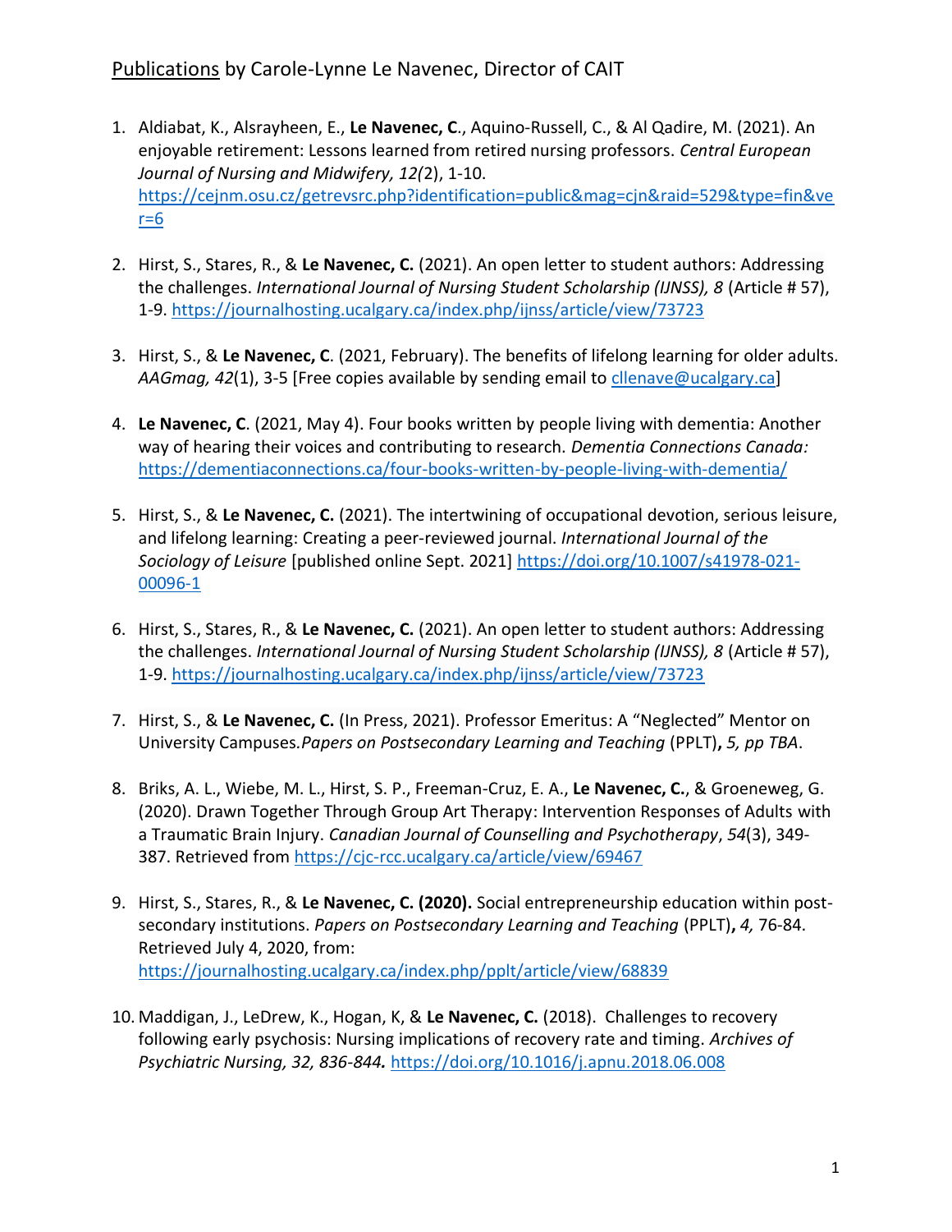# Publications by Carole-Lynne Le Navenec, Director of CAIT

1. Aldiabat, K., Alsrayheen, E., **Le Navenec, C**., Aquino-Russell, C., & Al Qadire, M. (2021). An enjoyable retirement: Lessons learned from retired nursing professors. *Central European Journal of Nursing and Midwifery, 12(*2), 1-10. https://cejnm.osu.cz/getrevsrc.php?identification=public&mag=cjn&raid=529&type=fin&ver=6

2. Hirst, S., Stares, R., & **Le Navenec, C.** (2021). An open letter to student authors: Addressing the challenges. *International Journal of Nursing Student Scholarship (IJNSS), 8* (Article # 57), 1-9. https://journalhosting.ucalgary.ca/index.php/ijnss/article/view/73723

3. Hirst, S., & **Le Navenec, C**. (2021, February). The benefits of lifelong learning for older adults. *AAGmag, 42*(1), 3-5 [Free copies available by sending email to cllenave@ucalgary.ca]

4. **Le Navenec, C**. (2021, May 4). Four books written by people living with dementia: Another way of hearing their voices and contributing to research. *Dementia Connections Canada:* https://dementiaconnections.ca/four-books-written-by-people-living-with-dementia/

5. Hirst, S., & **Le Navenec, C.** (2021). The intertwining of occupational devotion, serious leisure, and lifelong learning: Creating a peer-reviewed journal. *International Journal of the Sociology of Leisure* [published online Sept. 2021] https://doi.org/10.1007/s41978-021-00096-1

6. Hirst, S., Stares, R., & **Le Navenec, C.** (2021). An open letter to student authors: Addressing the challenges. *International Journal of Nursing Student Scholarship (IJNSS), 8* (Article # 57), 1-9. https://journalhosting.ucalgary.ca/index.php/ijnss/article/view/73723

7. Hirst, S., & **Le Navenec, C.** (In Press, 2021). Professor Emeritus: A "Neglected" Mentor on University Campuses.*Papers on Postsecondary Learning and Teaching* (PPLT)**,** *5, pp TBA*.

8. Briks, A. L., Wiebe, M. L., Hirst, S. P., Freeman-Cruz, E. A., **Le Navenec, C.**, & Groeneweg, G. (2020). Drawn Together Through Group Art Therapy: Intervention Responses of Adults with a Traumatic Brain Injury. *Canadian Journal of Counselling and Psychotherapy*, *54*(3), 349-387. Retrieved from https://cjc-rcc.ucalgary.ca/article/view/69467

9. Hirst, S., Stares, R., & **Le Navenec, C. (2020).** Social entrepreneurship education within post-secondary institutions. *Papers on Postsecondary Learning and Teaching* (PPLT)**,** *4,* 76-84. Retrieved July 4, 2020, from: https://journalhosting.ucalgary.ca/index.php/pplt/article/view/68839

10. Maddigan, J., LeDrew, K., Hogan, K, & **Le Navenec, C.** (2018). Challenges to recovery following early psychosis: Nursing implications of recovery rate and timing. *Archives of Psychiatric Nursing, 32, 836-844.* https://doi.org/10.1016/j.apnu.2018.06.008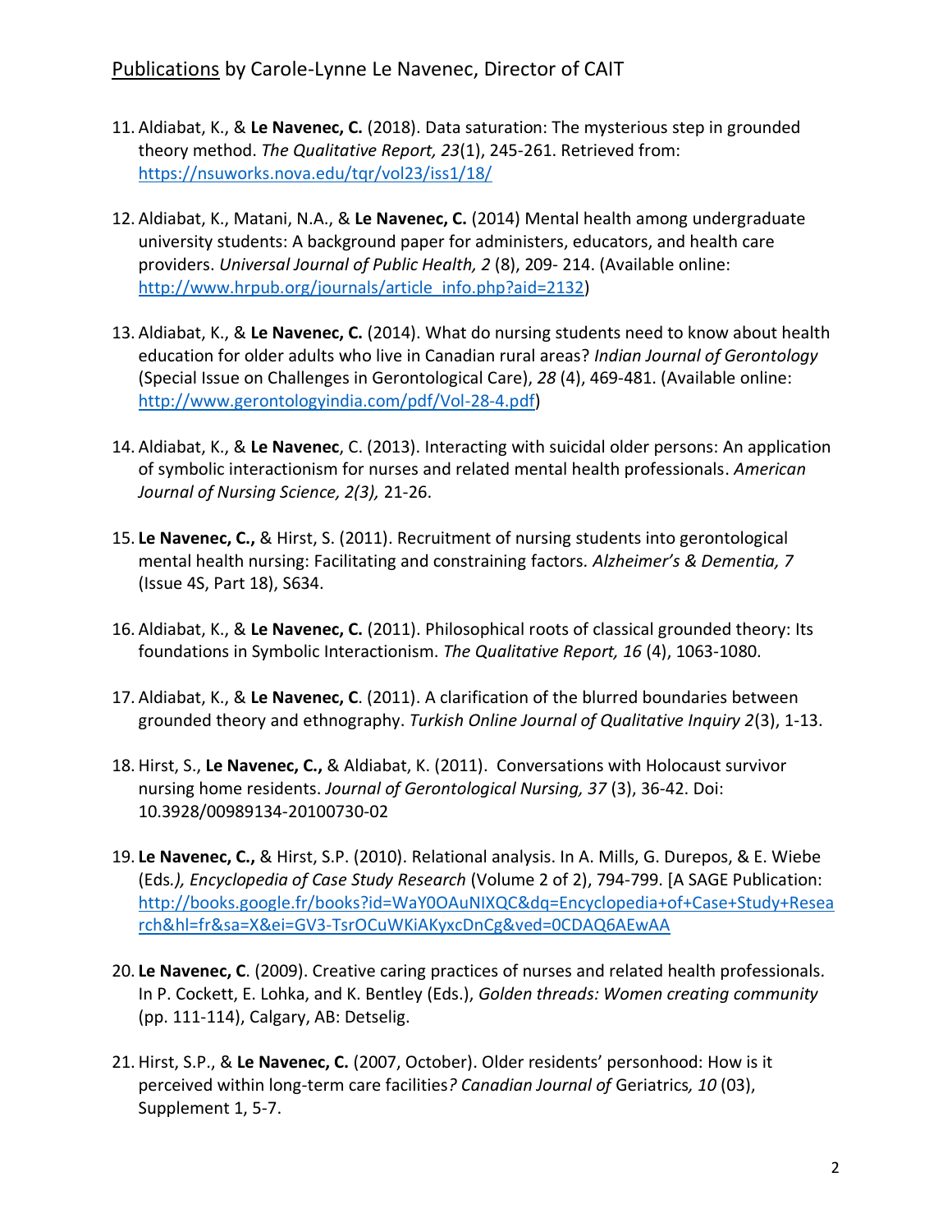# <u>Publications</u> by Carole-Lynne Le Navenec, Director of CAIT

11. Aldiabat, K., & **Le Navenec, C.** (2018). Data saturation: The mysterious step in grounded theory method. *The Qualitative Report, 23*(1), 245-261. Retrieved from: https://nsuworks.nova.edu/tqr/vol23/iss1/18/

12. Aldiabat, K., Matani, N.A., & **Le Navenec, C.** (2014) Mental health among undergraduate university students: A background paper for administers, educators, and health care providers. *Universal Journal of Public Health, 2* (8), 209- 214. (Available online: http://www.hrpub.org/journals/article_info.php?aid=2132)

13. Aldiabat, K., & **Le Navenec, C.** (2014). What do nursing students need to know about health education for older adults who live in Canadian rural areas? *Indian Journal of Gerontology* (Special Issue on Challenges in Gerontological Care), *28* (4), 469-481. (Available online: http://www.gerontologyindia.com/pdf/Vol-28-4.pdf)

14. Aldiabat, K., & **Le Navenec**, C. (2013). Interacting with suicidal older persons: An application of symbolic interactionism for nurses and related mental health professionals. *American Journal of Nursing Science, 2(3),* 21-26.

15. **Le Navenec, C.,** & Hirst, S. (2011). Recruitment of nursing students into gerontological mental health nursing: Facilitating and constraining factors. *Alzheimer's & Dementia, 7* (Issue 4S, Part 18), S634.

16. Aldiabat, K., & **Le Navenec, C.** (2011). Philosophical roots of classical grounded theory: Its foundations in Symbolic Interactionism. *The Qualitative Report, 16* (4), 1063-1080.

17. Aldiabat, K., & **Le Navenec, C**. (2011). A clarification of the blurred boundaries between grounded theory and ethnography. *Turkish Online Journal of Qualitative Inquiry 2*(3), 1-13.

18. Hirst, S., **Le Navenec, C.,** & Aldiabat, K. (2011). Conversations with Holocaust survivor nursing home residents. *Journal of Gerontological Nursing, 37* (3), 36-42. Doi: 10.3928/00989134-20100730-02

19. **Le Navenec, C.,** & Hirst, S.P. (2010). Relational analysis. In A. Mills, G. Durepos, & E. Wiebe (Eds*.), Encyclopedia of Case Study Research* (Volume 2 of 2), 794-799. [A SAGE Publication: http://books.google.fr/books?id=WaY0OAuNIXQC&dq=Encyclopedia+of+Case+Study+Research&hl=fr&sa=X&ei=GV3-TsrOCuWKiAKyxcDnCg&ved=0CDAQ6AEwAA

20. **Le Navenec, C**. (2009). Creative caring practices of nurses and related health professionals. In P. Cockett, E. Lohka, and K. Bentley (Eds.), *Golden threads: Women creating community* (pp. 111-114), Calgary, AB: Detselig.

21. Hirst, S.P., & **Le Navenec, C.** (2007, October). Older residents' personhood: How is it perceived within long-term care facilities*? Canadian Journal of* Geriatrics*, 10* (03), Supplement 1, 5-7.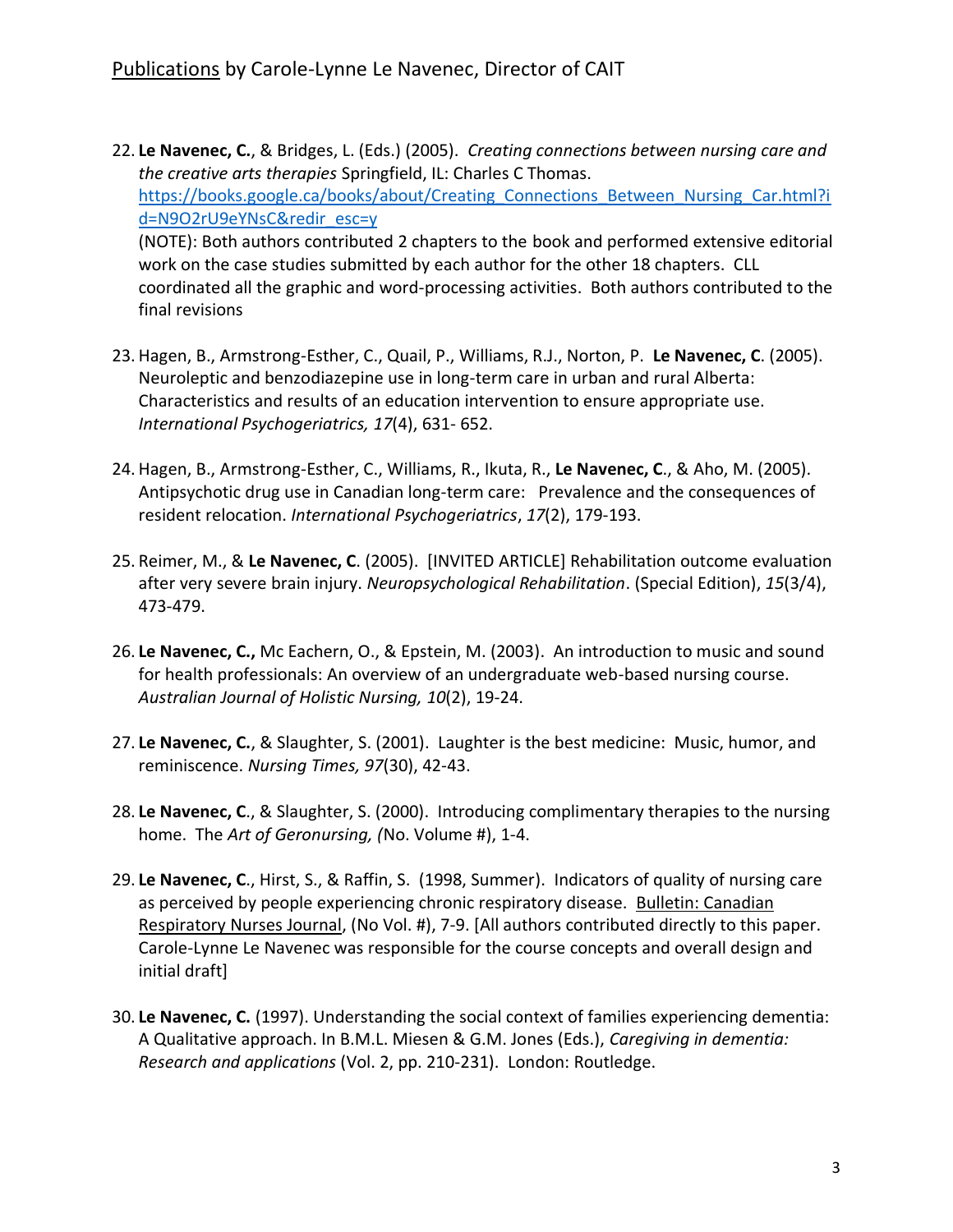<u>Publications</u> by Carole-Lynne Le Navenec, Director of CAIT

22. **Le Navenec, C.**, & Bridges, L. (Eds.) (2005). *Creating connections between nursing care and the creative arts therapies* Springfield, IL: Charles C Thomas. https://books.google.ca/books/about/Creating_Connections_Between_Nursing_Car.html?id=N9O2rU9eYNsC&redir_esc=y
(NOTE): Both authors contributed 2 chapters to the book and performed extensive editorial work on the case studies submitted by each author for the other 18 chapters. CLL coordinated all the graphic and word-processing activities. Both authors contributed to the final revisions

23. Hagen, B., Armstrong-Esther, C., Quail, P., Williams, R.J., Norton, P. **Le Navenec, C**. (2005). Neuroleptic and benzodiazepine use in long-term care in urban and rural Alberta: Characteristics and results of an education intervention to ensure appropriate use. *International Psychogeriatrics, 17*(4), 631- 652.

24. Hagen, B., Armstrong-Esther, C., Williams, R., Ikuta, R., **Le Navenec, C**., & Aho, M. (2005). Antipsychotic drug use in Canadian long-term care: Prevalence and the consequences of resident relocation. *International Psychogeriatrics*, *17*(2), 179-193.

25. Reimer, M., & **Le Navenec, C**. (2005). [INVITED ARTICLE] Rehabilitation outcome evaluation after very severe brain injury. *Neuropsychological Rehabilitation*. (Special Edition), *15*(3/4), 473-479.

26. **Le Navenec, C.,** Mc Eachern, O., & Epstein, M. (2003). An introduction to music and sound for health professionals: An overview of an undergraduate web-based nursing course. *Australian Journal of Holistic Nursing, 10*(2), 19-24.

27. **Le Navenec, C.**, & Slaughter, S. (2001). Laughter is the best medicine: Music, humor, and reminiscence. *Nursing Times, 97*(30), 42-43.

28. **Le Navenec, C**., & Slaughter, S. (2000). Introducing complimentary therapies to the nursing home. The *Art of Geronursing, (*No. Volume #), 1-4.

29. **Le Navenec, C**., Hirst, S., & Raffin, S. (1998, Summer). Indicators of quality of nursing care as perceived by people experiencing chronic respiratory disease. <u>Bulletin: Canadian Respiratory Nurses Journal</u>, (No Vol. #), 7-9. [All authors contributed directly to this paper. Carole-Lynne Le Navenec was responsible for the course concepts and overall design and initial draft]

30. **Le Navenec, C.** (1997). Understanding the social context of families experiencing dementia: A Qualitative approach. In B.M.L. Miesen & G.M. Jones (Eds.), *Caregiving in dementia: Research and applications* (Vol. 2, pp. 210-231). London: Routledge.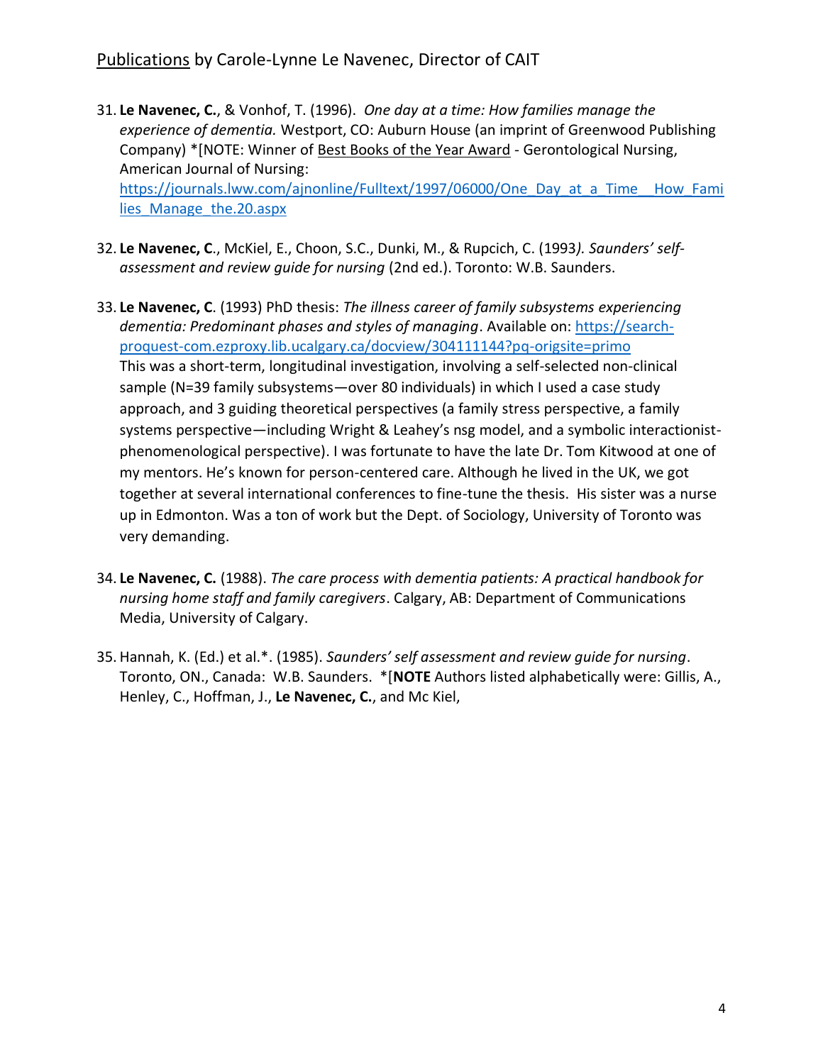Publications by Carole-Lynne Le Navenec, Director of CAIT

31. **Le Navenec, C.**, & Vonhof, T. (1996). *One day at a time: How families manage the experience of dementia.* Westport, CO: Auburn House (an imprint of Greenwood Publishing Company) *[NOTE: Winner of Best Books of the Year Award - Gerontological Nursing, American Journal of Nursing: https://journals.lww.com/ajnonline/Fulltext/1997/06000/One_Day_at_a_Time__How_Families_Manage_the.20.aspx

32. **Le Navenec, C**., McKiel, E., Choon, S.C., Dunki, M., & Rupcich, C. (1993*). Saunders' self-assessment and review guide for nursing* (2nd ed.). Toronto: W.B. Saunders.

33. **Le Navenec, C**. (1993) PhD thesis: *The illness career of family subsystems experiencing dementia: Predominant phases and styles of managing*. Available on: https://search-proquest-com.ezproxy.lib.ucalgary.ca/docview/304111144?pq-origsite=primo
This was a short-term, longitudinal investigation, involving a self-selected non-clinical sample (N=39 family subsystems—over 80 individuals) in which I used a case study approach, and 3 guiding theoretical perspectives (a family stress perspective, a family systems perspective—including Wright & Leahey's nsg model, and a symbolic interactionist-phenomenological perspective). I was fortunate to have the late Dr. Tom Kitwood at one of my mentors. He's known for person-centered care. Although he lived in the UK, we got together at several international conferences to fine-tune the thesis. His sister was a nurse up in Edmonton. Was a ton of work but the Dept. of Sociology, University of Toronto was very demanding.

34. **Le Navenec, C.** (1988). *The care process with dementia patients: A practical handbook for nursing home staff and family caregivers*. Calgary, AB: Department of Communications Media, University of Calgary.

35. Hannah, K. (Ed.) et al.*. (1985). *Saunders' self assessment and review guide for nursing*. Toronto, ON., Canada: W.B. Saunders. *[**NOTE** Authors listed alphabetically were: Gillis, A., Henley, C., Hoffman, J., **Le Navenec, C.**, and Mc Kiel,